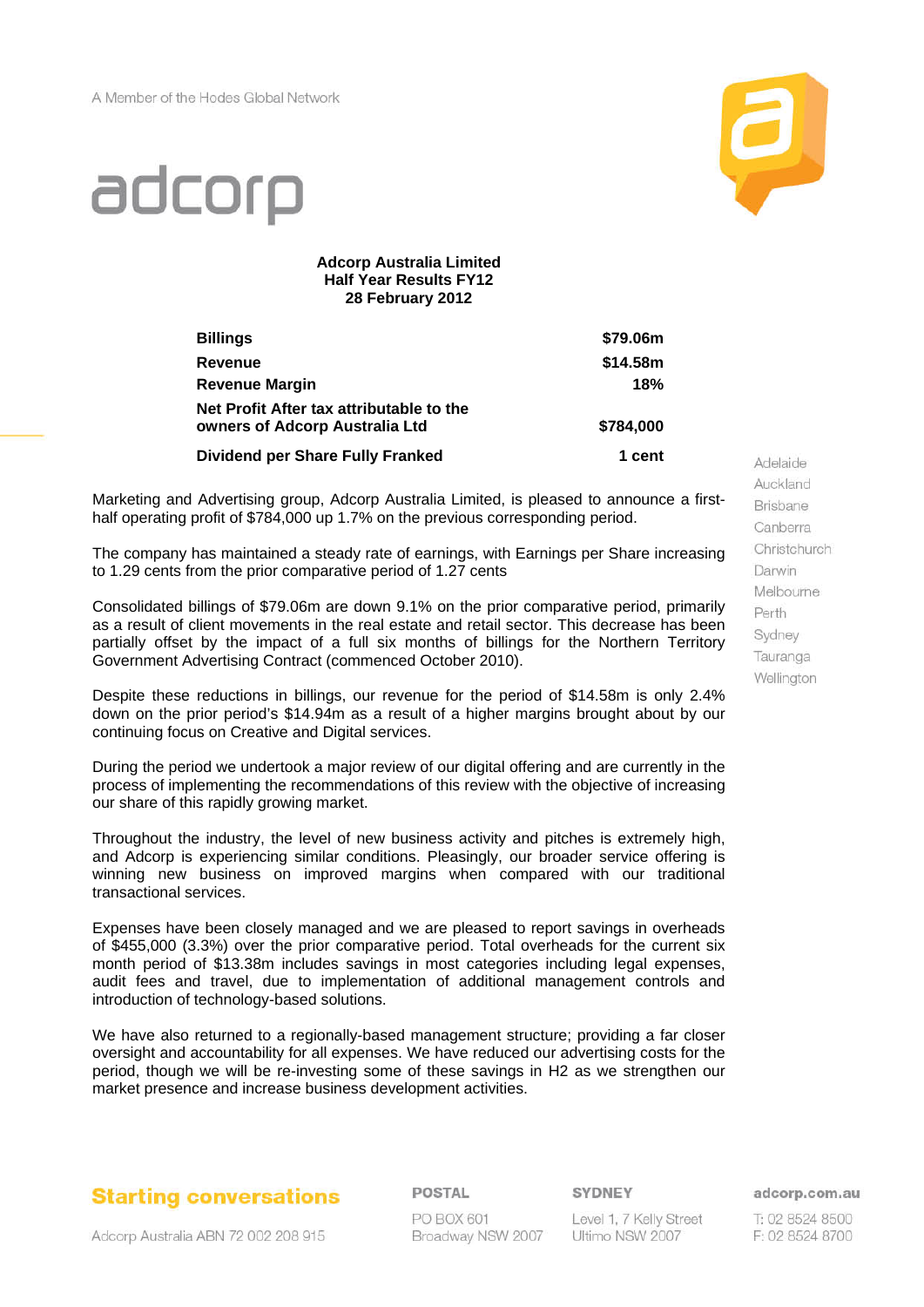A Member of the Hodes Global Network

adcorp

**Adcorp Australia Limited**
**Half Year Results FY12**
**28 February 2012**

| | |
|---|---|
| **Billings** | **$79.06m** |
| **Revenue** | **$14.58m** |
| **Revenue Margin** | **18%** |
| **Net Profit After tax attributable to the owners of Adcorp Australia Ltd** | **$784,000** |
| **Dividend per Share Fully Franked** | **1 cent** |

Adelaide
Auckland
Brisbane
Canberra
Christchurch
Darwin
Melbourne
Perth
Sydney
Tauranga
Wellington

Marketing and Advertising group, Adcorp Australia Limited, is pleased to announce a first-half operating profit of $784,000 up 1.7% on the previous corresponding period.

The company has maintained a steady rate of earnings, with Earnings per Share increasing to 1.29 cents from the prior comparative period of 1.27 cents

Consolidated billings of $79.06m are down 9.1% on the prior comparative period, primarily as a result of client movements in the real estate and retail sector. This decrease has been partially offset by the impact of a full six months of billings for the Northern Territory Government Advertising Contract (commenced October 2010).

Despite these reductions in billings, our revenue for the period of $14.58m is only 2.4% down on the prior period's $14.94m as a result of a higher margins brought about by our continuing focus on Creative and Digital services.

During the period we undertook a major review of our digital offering and are currently in the process of implementing the recommendations of this review with the objective of increasing our share of this rapidly growing market.

Throughout the industry, the level of new business activity and pitches is extremely high, and Adcorp is experiencing similar conditions. Pleasingly, our broader service offering is winning new business on improved margins when compared with our traditional transactional services.

Expenses have been closely managed and we are pleased to report savings in overheads of $455,000 (3.3%) over the prior comparative period. Total overheads for the current six month period of $13.38m includes savings in most categories including legal expenses, audit fees and travel, due to implementation of additional management controls and introduction of technology-based solutions.

We have also returned to a regionally-based management structure; providing a far closer oversight and accountability for all expenses. We have reduced our advertising costs for the period, though we will be re-investing some of these savings in H2 as we strengthen our market presence and increase business development activities.

**Starting conversations**

Adcorp Australia ABN 72 002 208 915

**POSTAL**
PO BOX 601
Broadway NSW 2007

**SYDNEY**
Level 1, 7 Kelly Street
Ultimo NSW 2007

**adcorp.com.au**
T: 02 8524 8500
F: 02 8524 8700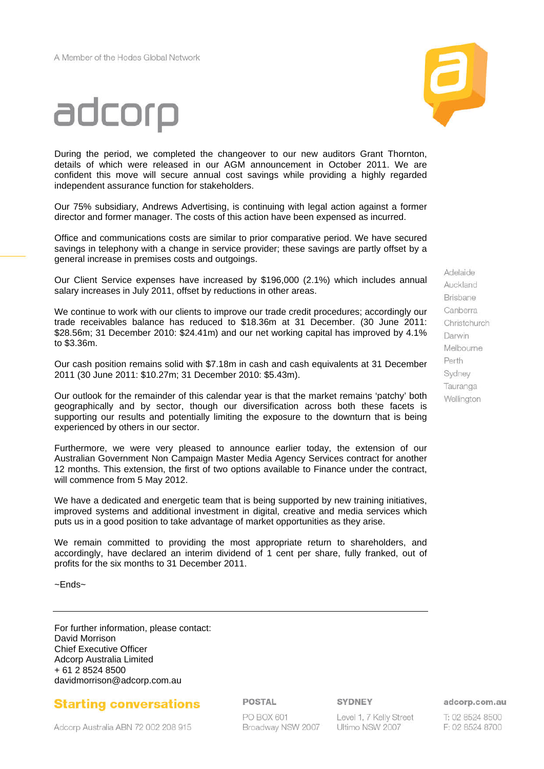During the period, we completed the changeover to our new auditors Grant Thornton, details of which were released in our AGM announcement in October 2011. We are confident this move will secure annual cost savings while providing a highly regarded independent assurance function for stakeholders.

Our 75% subsidiary, Andrews Advertising, is continuing with legal action against a former director and former manager. The costs of this action have been expensed as incurred.

Office and communications costs are similar to prior comparative period. We have secured savings in telephony with a change in service provider; these savings are partly offset by a general increase in premises costs and outgoings.

Our Client Service expenses have increased by $196,000 (2.1%) which includes annual salary increases in July 2011, offset by reductions in other areas.

We continue to work with our clients to improve our trade credit procedures; accordingly our trade receivables balance has reduced to $18.36m at 31 December. (30 June 2011: $28.56m; 31 December 2010: $24.41m) and our net working capital has improved by 4.1% to $3.36m.

Our cash position remains solid with $7.18m in cash and cash equivalents at 31 December 2011 (30 June 2011: $10.27m; 31 December 2010: $5.43m).

Our outlook for the remainder of this calendar year is that the market remains 'patchy' both geographically and by sector, though our diversification across both these facets is supporting our results and potentially limiting the exposure to the downturn that is being experienced by others in our sector.

Furthermore, we were very pleased to announce earlier today, the extension of our Australian Government Non Campaign Master Media Agency Services contract for another 12 months. This extension, the first of two options available to Finance under the contract, will commence from 5 May 2012.

We have a dedicated and energetic team that is being supported by new training initiatives, improved systems and additional investment in digital, creative and media services which puts us in a good position to take advantage of market opportunities as they arise.

We remain committed to providing the most appropriate return to shareholders, and accordingly, have declared an interim dividend of 1 cent per share, fully franked, out of profits for the six months to 31 December 2011.

~Ends~

---

For further information, please contact:
David Morrison
Chief Executive Officer
Adcorp Australia Limited
+ 61 2 8524 8500
davidmorrison@adcorp.com.au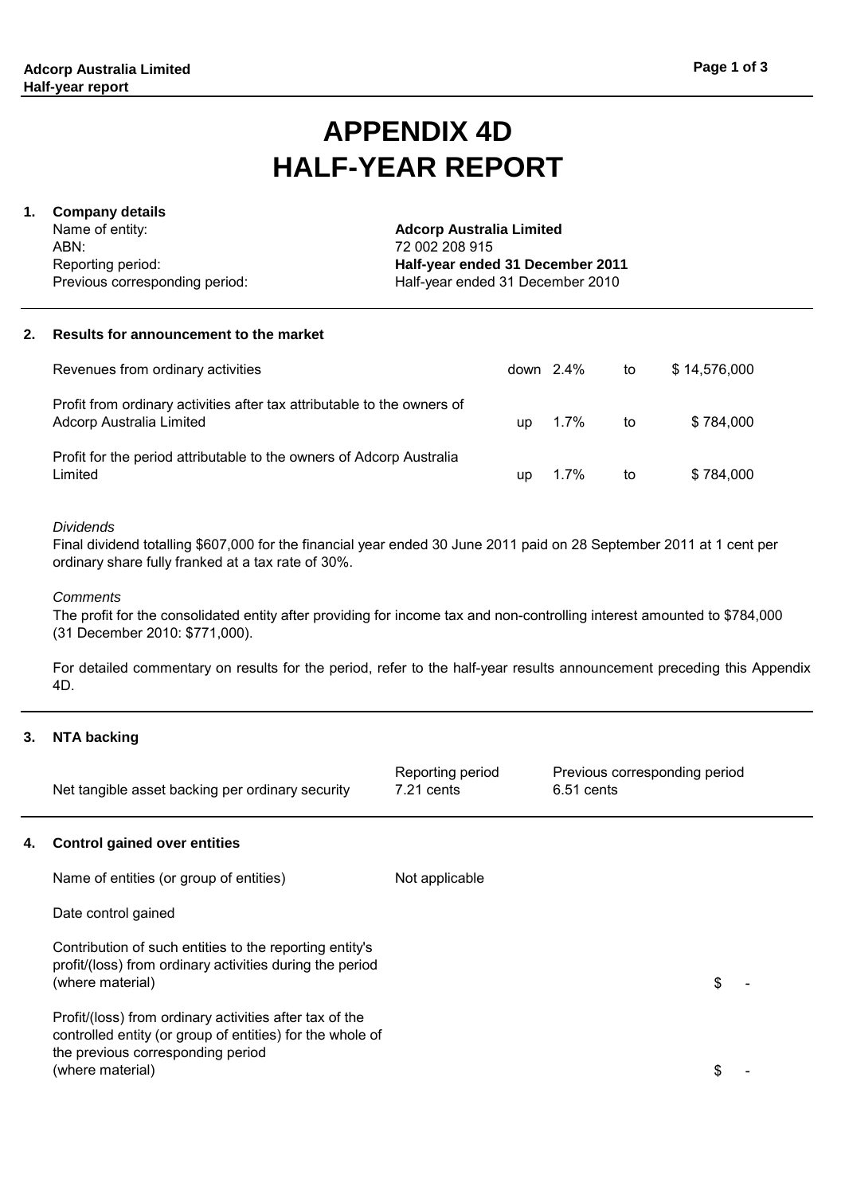# APPENDIX 4D
# HALF-YEAR REPORT

## 1. Company details

| | |
|---|---|
| Name of entity: | **Adcorp Australia Limited** |
| ABN: | 72 002 208 915 |
| Reporting period: | **Half-year ended 31 December 2011** |
| Previous corresponding period: | Half-year ended 31 December 2010 |

## 2. Results for announcement to the market

| | | | | |
|---|---|---|---|---|
| Revenues from ordinary activities | down | 2.4% | to | $ 14,576,000 |
| Profit from ordinary activities after tax attributable to the owners of Adcorp Australia Limited | up | 1.7% | to | $ 784,000 |
| Profit for the period attributable to the owners of Adcorp Australia Limited | up | 1.7% | to | $ 784,000 |

*Dividends*

Final dividend totalling $607,000 for the financial year ended 30 June 2011 paid on 28 September 2011 at 1 cent per ordinary share fully franked at a tax rate of 30%.

*Comments*

The profit for the consolidated entity after providing for income tax and non-controlling interest amounted to $784,000 (31 December 2010: $771,000).

For detailed commentary on results for the period, refer to the half-year results announcement preceding this Appendix 4D.

## 3. NTA backing

| | Reporting period | Previous corresponding period |
|---|---|---|
| Net tangible asset backing per ordinary security | 7.21 cents | 6.51 cents |

## 4. Control gained over entities

| | | |
|---|---|---|
| Name of entities (or group of entities) | Not applicable | |
| Date control gained | | |
| Contribution of such entities to the reporting entity's profit/(loss) from ordinary activities during the period (where material) | | $ - |
| Profit/(loss) from ordinary activities after tax of the controlled entity (or group of entities) for the whole of the previous corresponding period (where material) | | $ - |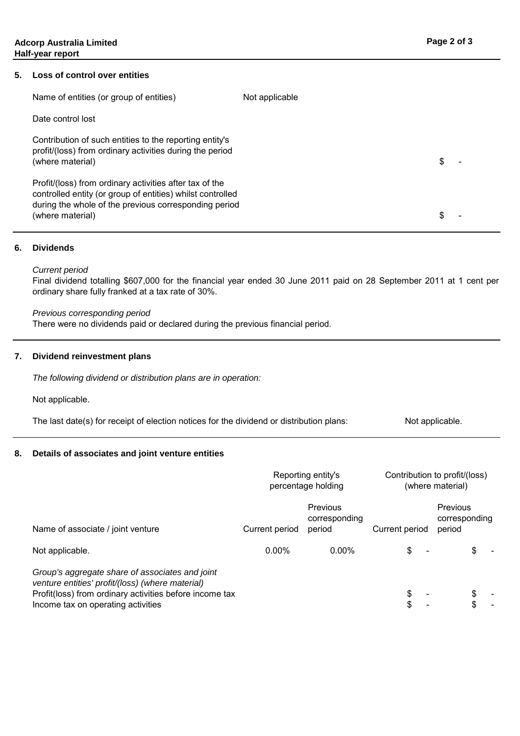## 5. Loss of control over entities

| | | |
|---|---|---|
| Name of entities (or group of entities) | Not applicable | |
| Date control lost | | |
| Contribution of such entities to the reporting entity's profit/(loss) from ordinary activities during the period (where material) | | $ - |
| Profit/(loss) from ordinary activities after tax of the controlled entity (or group of entities) whilst controlled during the whole of the previous corresponding period (where material) | | $ - |

## 6. Dividends

*Current period*

Final dividend totalling $607,000 for the financial year ended 30 June 2011 paid on 28 September 2011 at 1 cent per ordinary share fully franked at a tax rate of 30%.

*Previous corresponding period*

There were no dividends paid or declared during the previous financial period.

## 7. Dividend reinvestment plans

*The following dividend or distribution plans are in operation:*

Not applicable.

The last date(s) for receipt of election notices for the dividend or distribution plans: Not applicable.

## 8. Details of associates and joint venture entities

| | Reporting entity's percentage holding | | Contribution to profit/(loss) (where material) | |
|---|---|---|---|---|
| Name of associate / joint venture | Current period | Previous corresponding period | Current period | Previous corresponding period |
| Not applicable. | 0.00% | 0.00% | $ - | $ - |
| *Group's aggregate share of associates and joint venture entities' profit/(loss) (where material)* | | | | |
| Profit(loss) from ordinary activities before income tax | | | $ - | $ - |
| Income tax on operating activities | | | $ - | $ - |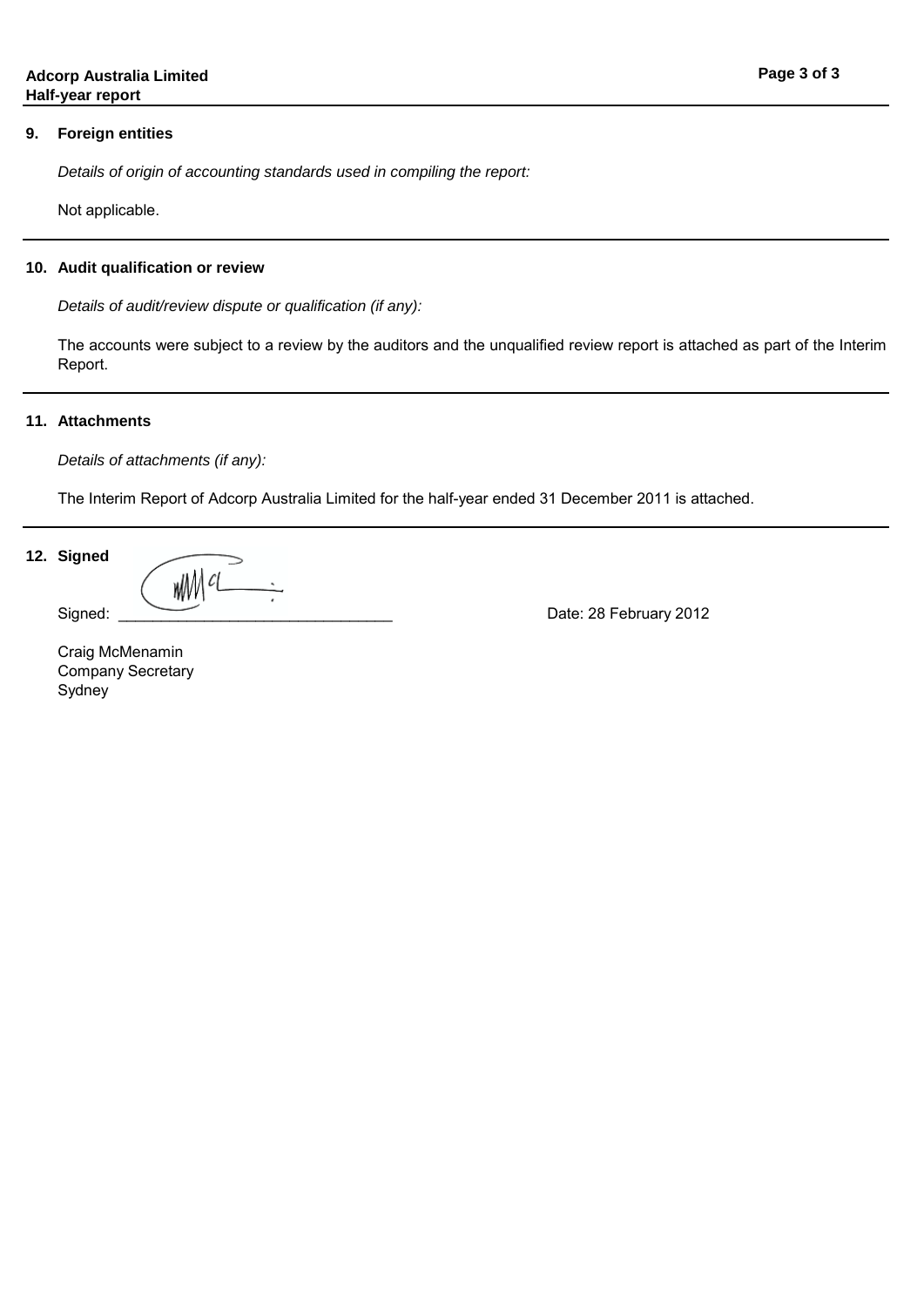## 9. Foreign entities

*Details of origin of accounting standards used in compiling the report:*

Not applicable.

## 10. Audit qualification or review

*Details of audit/review dispute or qualification (if any):*

The accounts were subject to a review by the auditors and the unqualified review report is attached as part of the Interim Report.

## 11. Attachments

*Details of attachments (if any):*

The Interim Report of Adcorp Australia Limited for the half-year ended 31 December 2011 is attached.

## 12. Signed

Signed: ________________________________ Date: 28 February 2012

Craig McMenamin
Company Secretary
Sydney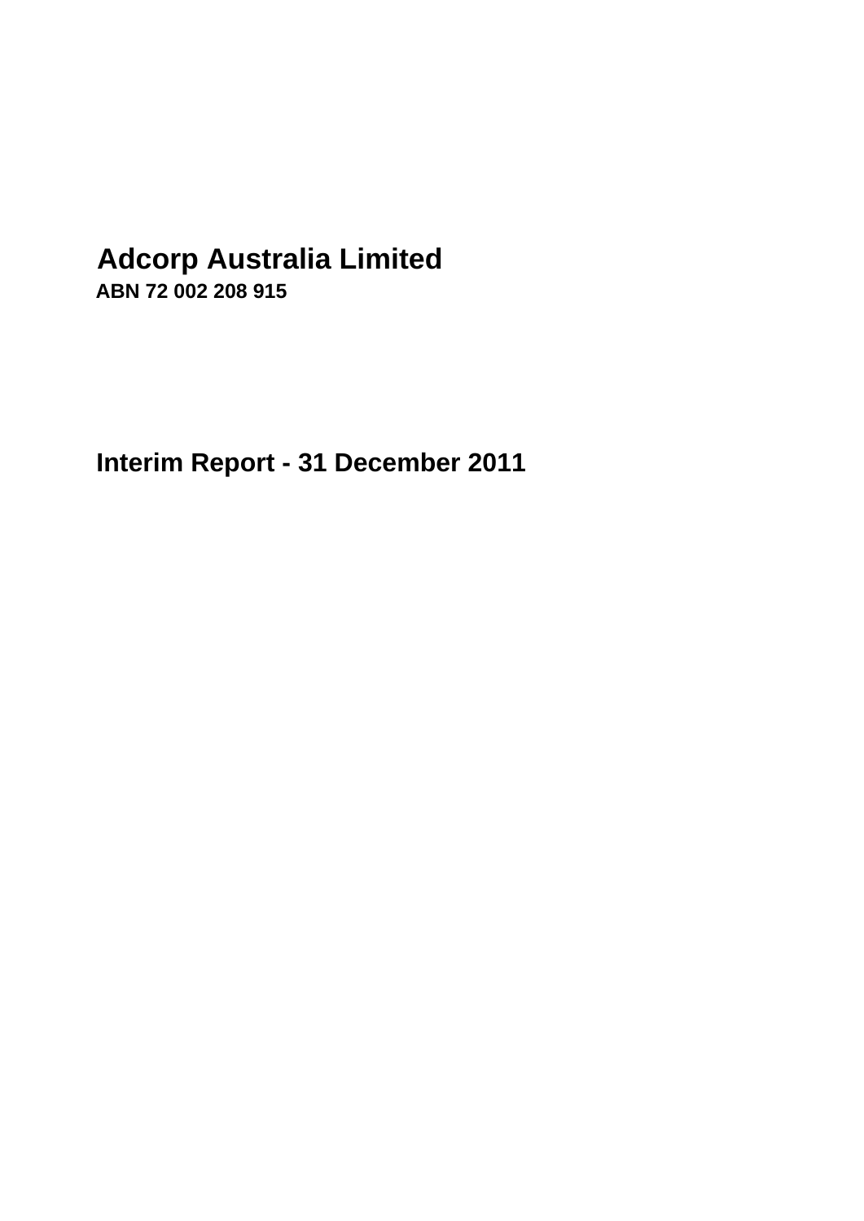# Adcorp Australia Limited

**ABN 72 002 208 915**

## Interim Report - 31 December 2011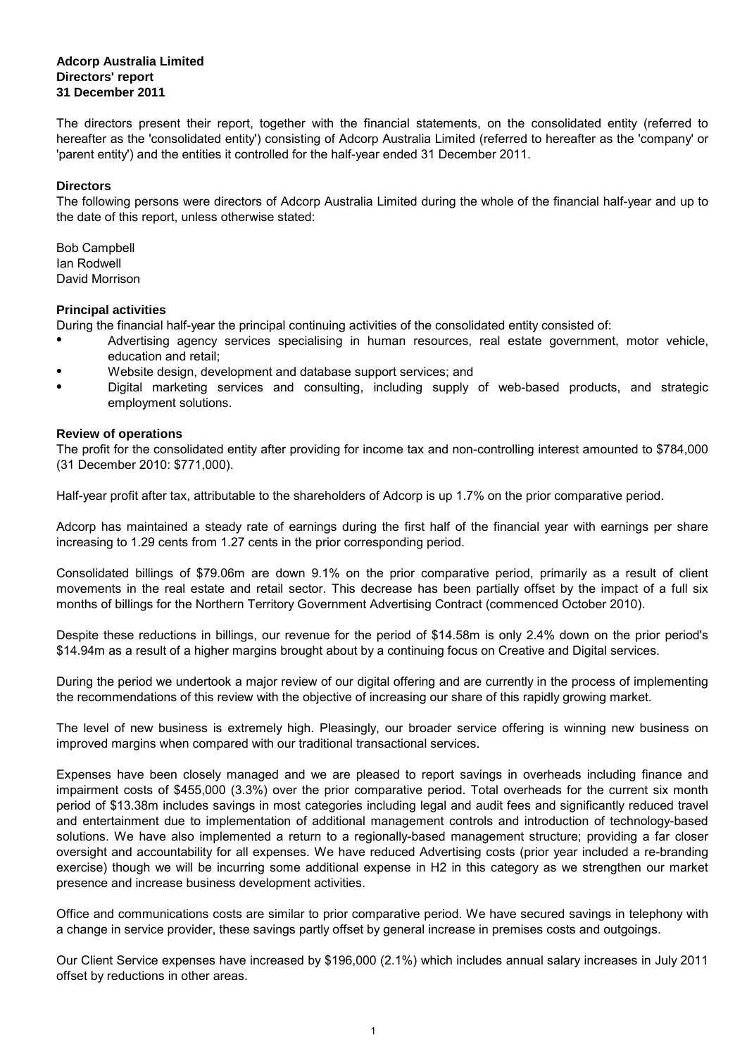**Adcorp Australia Limited**
**Directors' report**
**31 December 2011**

The directors present their report, together with the financial statements, on the consolidated entity (referred to hereafter as the 'consolidated entity') consisting of Adcorp Australia Limited (referred to hereafter as the 'company' or 'parent entity') and the entities it controlled for the half-year ended 31 December 2011.

### Directors

The following persons were directors of Adcorp Australia Limited during the whole of the financial half-year and up to the date of this report, unless otherwise stated:

Bob Campbell
Ian Rodwell
David Morrison

### Principal activities

During the financial half-year the principal continuing activities of the consolidated entity consisted of:

- Advertising agency services specialising in human resources, real estate government, motor vehicle, education and retail;
- Website design, development and database support services; and
- Digital marketing services and consulting, including supply of web-based products, and strategic employment solutions.

### Review of operations

The profit for the consolidated entity after providing for income tax and non-controlling interest amounted to $784,000 (31 December 2010: $771,000).

Half-year profit after tax, attributable to the shareholders of Adcorp is up 1.7% on the prior comparative period.

Adcorp has maintained a steady rate of earnings during the first half of the financial year with earnings per share increasing to 1.29 cents from 1.27 cents in the prior corresponding period.

Consolidated billings of $79.06m are down 9.1% on the prior comparative period, primarily as a result of client movements in the real estate and retail sector. This decrease has been partially offset by the impact of a full six months of billings for the Northern Territory Government Advertising Contract (commenced October 2010).

Despite these reductions in billings, our revenue for the period of $14.58m is only 2.4% down on the prior period's $14.94m as a result of a higher margins brought about by a continuing focus on Creative and Digital services.

During the period we undertook a major review of our digital offering and are currently in the process of implementing the recommendations of this review with the objective of increasing our share of this rapidly growing market.

The level of new business is extremely high. Pleasingly, our broader service offering is winning new business on improved margins when compared with our traditional transactional services.

Expenses have been closely managed and we are pleased to report savings in overheads including finance and impairment costs of $455,000 (3.3%) over the prior comparative period. Total overheads for the current six month period of $13.38m includes savings in most categories including legal and audit fees and significantly reduced travel and entertainment due to implementation of additional management controls and introduction of technology-based solutions. We have also implemented a return to a regionally-based management structure; providing a far closer oversight and accountability for all expenses. We have reduced Advertising costs (prior year included a re-branding exercise) though we will be incurring some additional expense in H2 in this category as we strengthen our market presence and increase business development activities.

Office and communications costs are similar to prior comparative period. We have secured savings in telephony with a change in service provider, these savings partly offset by general increase in premises costs and outgoings.

Our Client Service expenses have increased by $196,000 (2.1%) which includes annual salary increases in July 2011 offset by reductions in other areas.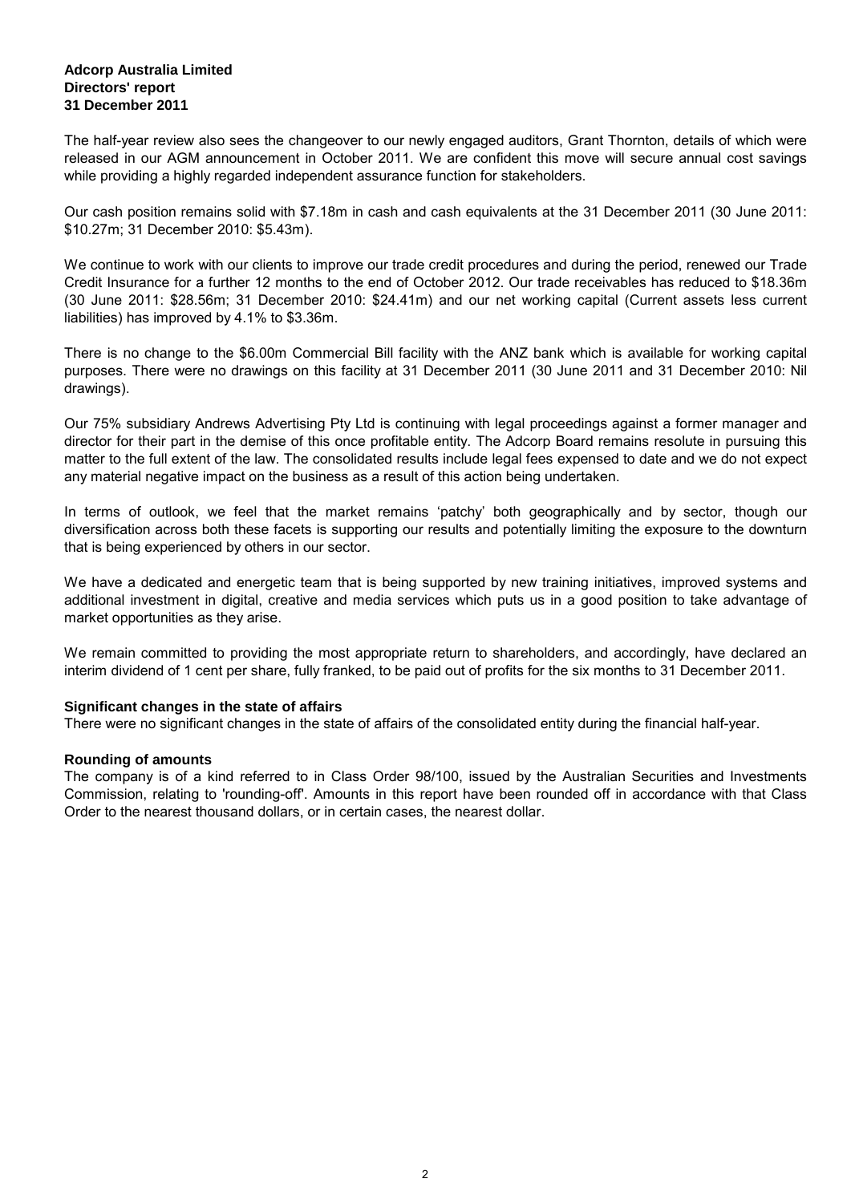**Adcorp Australia Limited**
**Directors' report**
**31 December 2011**

The half-year review also sees the changeover to our newly engaged auditors, Grant Thornton, details of which were released in our AGM announcement in October 2011. We are confident this move will secure annual cost savings while providing a highly regarded independent assurance function for stakeholders.

Our cash position remains solid with $7.18m in cash and cash equivalents at the 31 December 2011 (30 June 2011: $10.27m; 31 December 2010: $5.43m).

We continue to work with our clients to improve our trade credit procedures and during the period, renewed our Trade Credit Insurance for a further 12 months to the end of October 2012. Our trade receivables has reduced to $18.36m (30 June 2011: $28.56m; 31 December 2010: $24.41m) and our net working capital (Current assets less current liabilities) has improved by 4.1% to $3.36m.

There is no change to the $6.00m Commercial Bill facility with the ANZ bank which is available for working capital purposes. There were no drawings on this facility at 31 December 2011 (30 June 2011 and 31 December 2010: Nil drawings).

Our 75% subsidiary Andrews Advertising Pty Ltd is continuing with legal proceedings against a former manager and director for their part in the demise of this once profitable entity. The Adcorp Board remains resolute in pursuing this matter to the full extent of the law. The consolidated results include legal fees expensed to date and we do not expect any material negative impact on the business as a result of this action being undertaken.

In terms of outlook, we feel that the market remains 'patchy' both geographically and by sector, though our diversification across both these facets is supporting our results and potentially limiting the exposure to the downturn that is being experienced by others in our sector.

We have a dedicated and energetic team that is being supported by new training initiatives, improved systems and additional investment in digital, creative and media services which puts us in a good position to take advantage of market opportunities as they arise.

We remain committed to providing the most appropriate return to shareholders, and accordingly, have declared an interim dividend of 1 cent per share, fully franked, to be paid out of profits for the six months to 31 December 2011.

**Significant changes in the state of affairs**

There were no significant changes in the state of affairs of the consolidated entity during the financial half-year.

**Rounding of amounts**

The company is of a kind referred to in Class Order 98/100, issued by the Australian Securities and Investments Commission, relating to 'rounding-off'. Amounts in this report have been rounded off in accordance with that Class Order to the nearest thousand dollars, or in certain cases, the nearest dollar.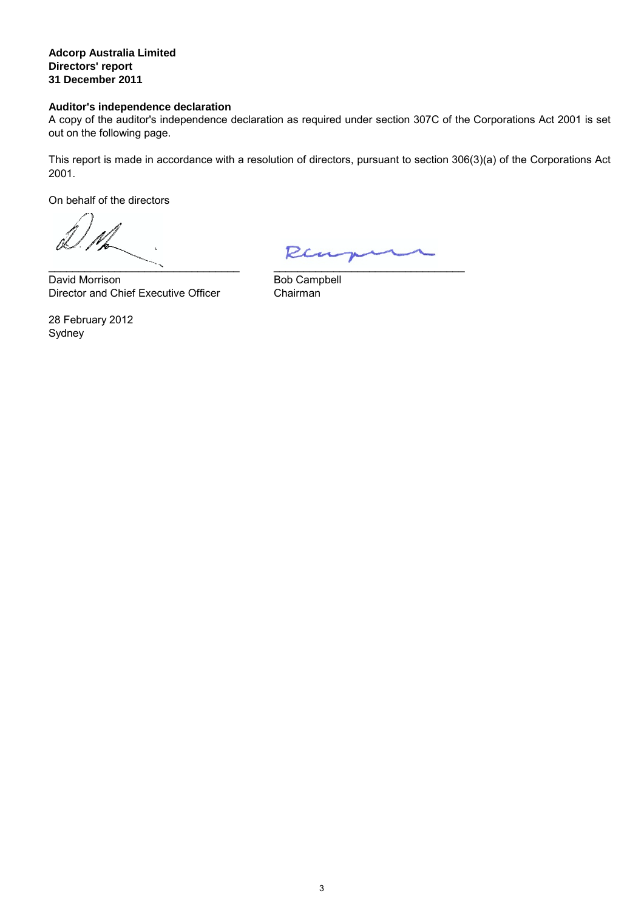**Adcorp Australia Limited**
**Directors' report**
**31 December 2011**

**Auditor's independence declaration**

A copy of the auditor's independence declaration as required under section 307C of the Corporations Act 2001 is set out on the following page.

This report is made in accordance with a resolution of directors, pursuant to section 306(3)(a) of the Corporations Act 2001.

On behalf of the directors

\_\_\_\_\_\_\_\_\_\_\_\_\_\_\_\_\_\_\_\_\_\_\_\_\_\_\_\_\_\_\_\_
David Morrison
Director and Chief Executive Officer

\_\_\_\_\_\_\_\_\_\_\_\_\_\_\_\_\_\_\_\_\_\_\_\_\_\_\_\_\_\_\_\_
Bob Campbell
Chairman

28 February 2012
Sydney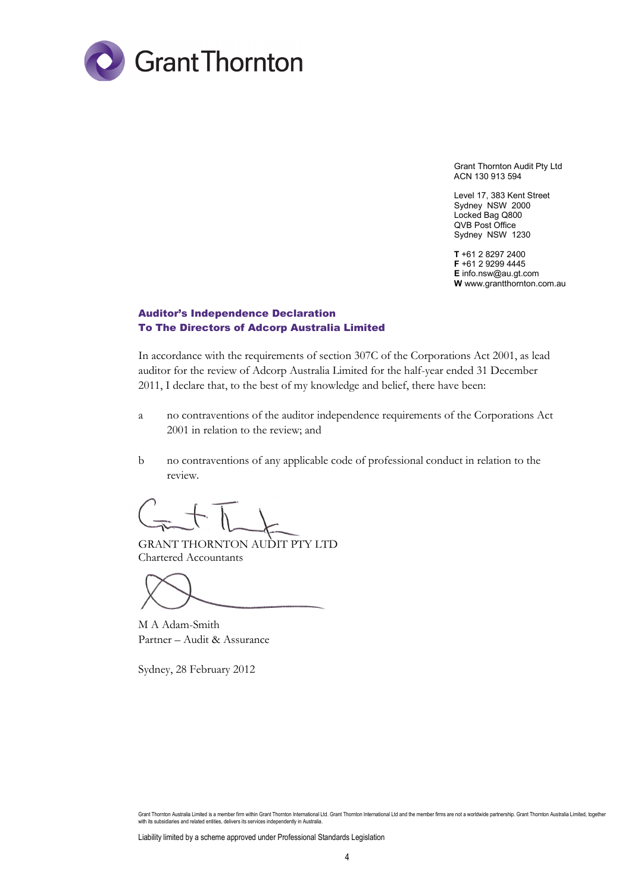Grant Thornton

Grant Thornton Audit Pty Ltd
ACN 130 913 594

Level 17, 383 Kent Street
Sydney NSW 2000
Locked Bag Q800
QVB Post Office
Sydney NSW 1230

**T** +61 2 8297 2400
**F** +61 2 9299 4445
**E** info.nsw@au.gt.com
**W** www.grantthornton.com.au

## Auditor's Independence Declaration
## To The Directors of Adcorp Australia Limited

In accordance with the requirements of section 307C of the Corporations Act 2001, as lead auditor for the review of Adcorp Australia Limited for the half-year ended 31 December 2011, I declare that, to the best of my knowledge and belief, there have been:

a no contraventions of the auditor independence requirements of the Corporations Act 2001 in relation to the review; and

b no contraventions of any applicable code of professional conduct in relation to the review.

GRANT THORNTON AUDIT PTY LTD
Chartered Accountants

M A Adam-Smith
Partner – Audit & Assurance

Sydney, 28 February 2012

Grant Thornton Australia Limited is a member firm within Grant Thornton International Ltd. Grant Thornton International Ltd and the member firms are not a worldwide partnership. Grant Thornton Australia Limited, together with its subsidiaries and related entities, delivers its services independently in Australia.

Liability limited by a scheme approved under Professional Standards Legislation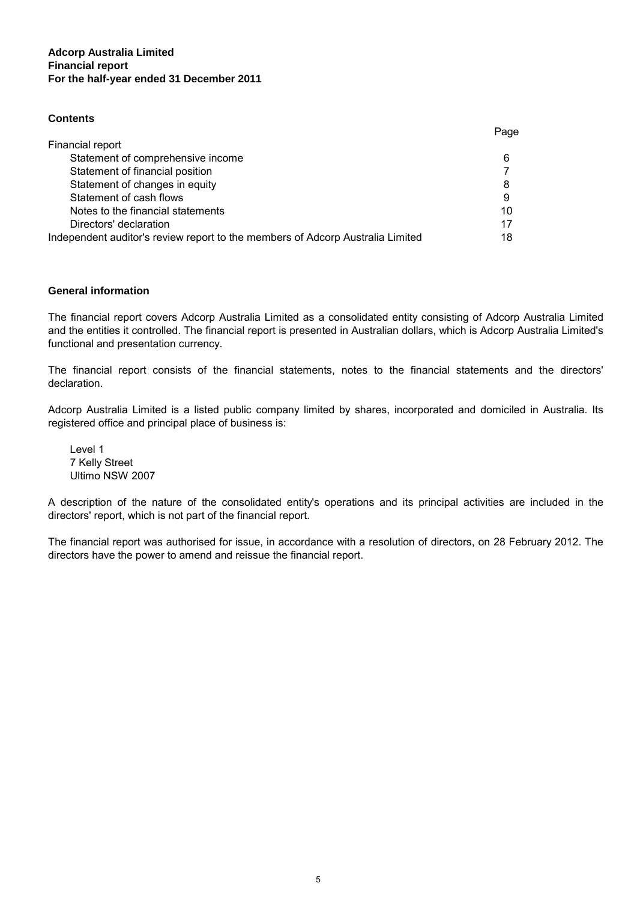**Adcorp Australia Limited**
**Financial report**
**For the half-year ended 31 December 2011**

**Contents**

| | Page |
|---|---|
| Financial report | |
| Statement of comprehensive income | 6 |
| Statement of financial position | 7 |
| Statement of changes in equity | 8 |
| Statement of cash flows | 9 |
| Notes to the financial statements | 10 |
| Directors' declaration | 17 |
| Independent auditor's review report to the members of Adcorp Australia Limited | 18 |

**General information**

The financial report covers Adcorp Australia Limited as a consolidated entity consisting of Adcorp Australia Limited and the entities it controlled. The financial report is presented in Australian dollars, which is Adcorp Australia Limited's functional and presentation currency.

The financial report consists of the financial statements, notes to the financial statements and the directors' declaration.

Adcorp Australia Limited is a listed public company limited by shares, incorporated and domiciled in Australia. Its registered office and principal place of business is:

Level 1
7 Kelly Street
Ultimo NSW 2007

A description of the nature of the consolidated entity's operations and its principal activities are included in the directors' report, which is not part of the financial report.

The financial report was authorised for issue, in accordance with a resolution of directors, on 28 February 2012. The directors have the power to amend and reissue the financial report.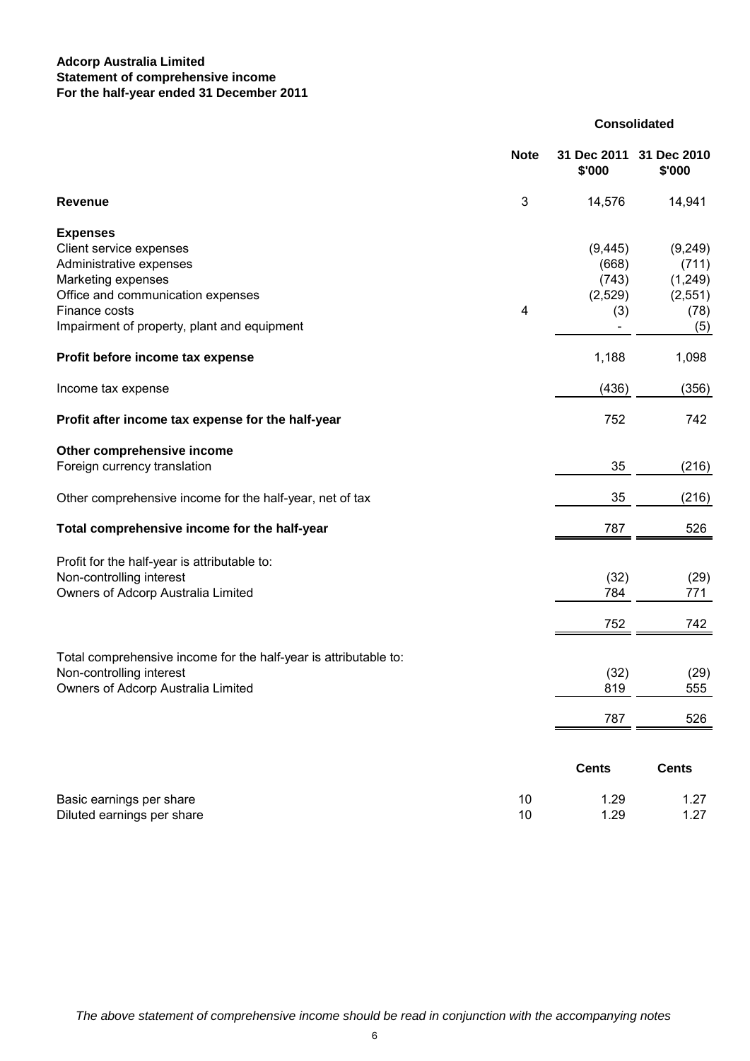**Adcorp Australia Limited**
**Statement of comprehensive income**
**For the half-year ended 31 December 2011**

| | Note | Consolidated | |
|---|---|---|---|
| | | **31 Dec 2011 \$'000** | **31 Dec 2010 \$'000** |
| **Revenue** | 3 | 14,576 | 14,941 |
| **Expenses** | | | |
| Client service expenses | | (9,445) | (9,249) |
| Administrative expenses | | (668) | (711) |
| Marketing expenses | | (743) | (1,249) |
| Office and communication expenses | | (2,529) | (2,551) |
| Finance costs | 4 | (3) | (78) |
| Impairment of property, plant and equipment | | - | (5) |
| **Profit before income tax expense** | | 1,188 | 1,098 |
| Income tax expense | | (436) | (356) |
| **Profit after income tax expense for the half-year** | | 752 | 742 |
| **Other comprehensive income** | | | |
| Foreign currency translation | | 35 | (216) |
| Other comprehensive income for the half-year, net of tax | | 35 | (216) |
| **Total comprehensive income for the half-year** | | 787 | 526 |
| Profit for the half-year is attributable to: | | | |
| Non-controlling interest | | (32) | (29) |
| Owners of Adcorp Australia Limited | | 784 | 771 |
| | | 752 | 742 |
| Total comprehensive income for the half-year is attributable to: | | | |
| Non-controlling interest | | (32) | (29) |
| Owners of Adcorp Australia Limited | | 819 | 555 |
| | | 787 | 526 |
| | | **Cents** | **Cents** |
| Basic earnings per share | 10 | 1.29 | 1.27 |
| Diluted earnings per share | 10 | 1.29 | 1.27 |

*The above statement of comprehensive income should be read in conjunction with the accompanying notes*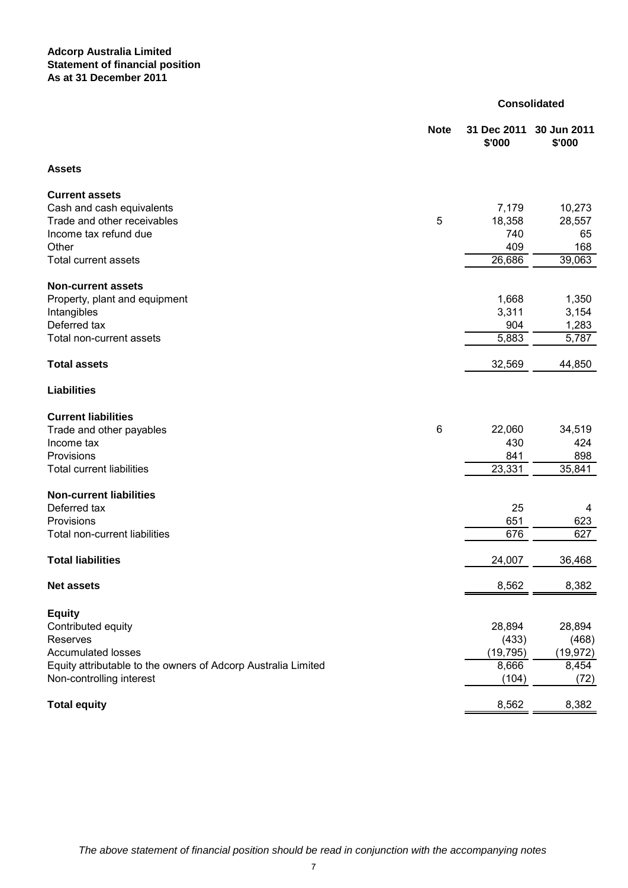**Adcorp Australia Limited**
**Statement of financial position**
**As at 31 December 2011**

| | Note | Consolidated 31 Dec 2011 $'000 | Consolidated 30 Jun 2011 $'000 |
|---|---|---|---|
| **Assets** | | | |
| **Current assets** | | | |
| Cash and cash equivalents | | 7,179 | 10,273 |
| Trade and other receivables | 5 | 18,358 | 28,557 |
| Income tax refund due | | 740 | 65 |
| Other | | 409 | 168 |
| Total current assets | | 26,686 | 39,063 |
| **Non-current assets** | | | |
| Property, plant and equipment | | 1,668 | 1,350 |
| Intangibles | | 3,311 | 3,154 |
| Deferred tax | | 904 | 1,283 |
| Total non-current assets | | 5,883 | 5,787 |
| **Total assets** | | 32,569 | 44,850 |
| **Liabilities** | | | |
| **Current liabilities** | | | |
| Trade and other payables | 6 | 22,060 | 34,519 |
| Income tax | | 430 | 424 |
| Provisions | | 841 | 898 |
| Total current liabilities | | 23,331 | 35,841 |
| **Non-current liabilities** | | | |
| Deferred tax | | 25 | 4 |
| Provisions | | 651 | 623 |
| Total non-current liabilities | | 676 | 627 |
| **Total liabilities** | | 24,007 | 36,468 |
| **Net assets** | | 8,562 | 8,382 |
| **Equity** | | | |
| Contributed equity | | 28,894 | 28,894 |
| Reserves | | (433) | (468) |
| Accumulated losses | | (19,795) | (19,972) |
| Equity attributable to the owners of Adcorp Australia Limited | | 8,666 | 8,454 |
| Non-controlling interest | | (104) | (72) |
| **Total equity** | | 8,562 | 8,382 |

*The above statement of financial position should be read in conjunction with the accompanying notes*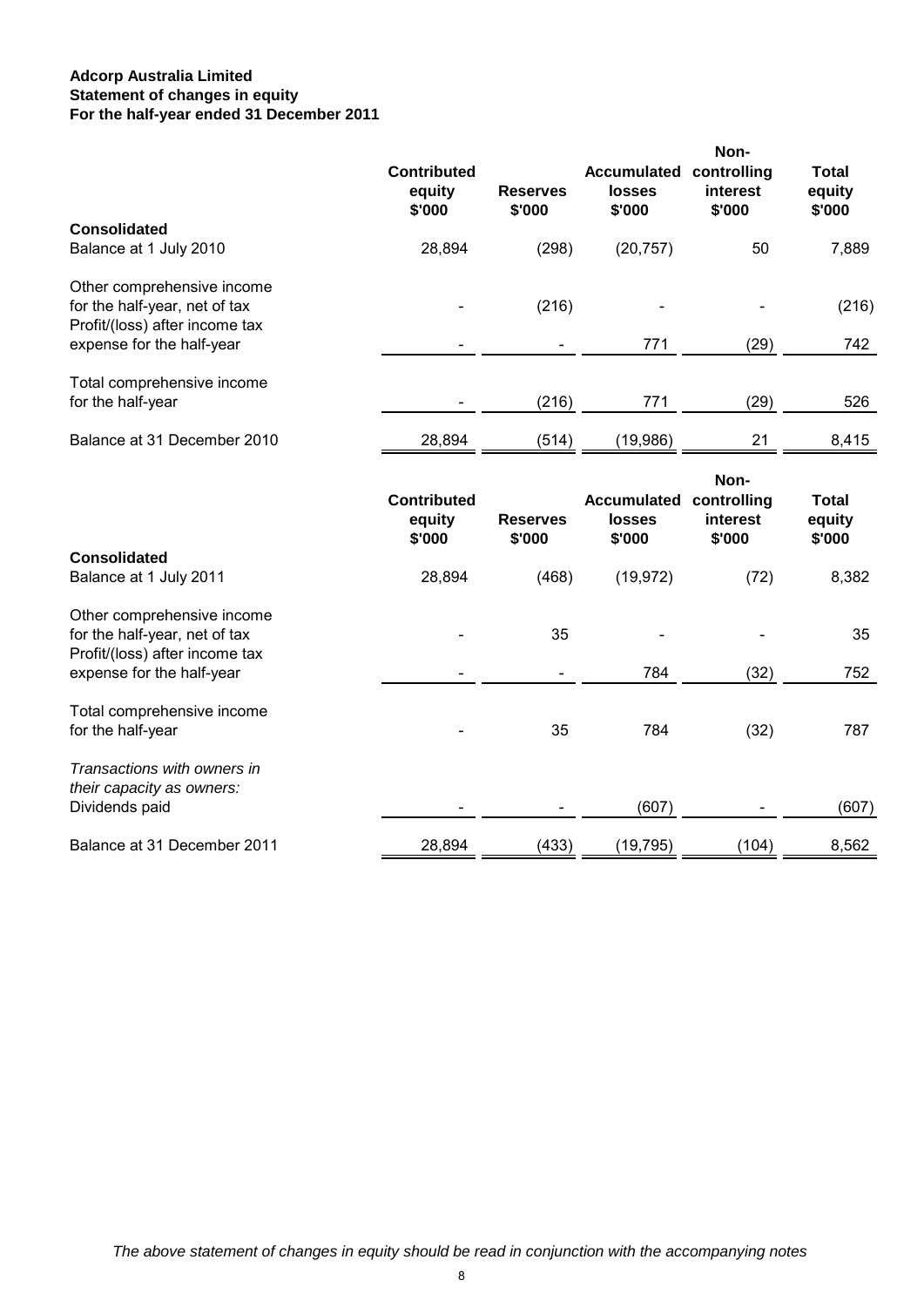**Adcorp Australia Limited**
**Statement of changes in equity**
**For the half-year ended 31 December 2011**

| | Contributed equity $'000 | Reserves $'000 | Accumulated losses $'000 | Non-controlling interest $'000 | Total equity $'000 |
|---|---|---|---|---|---|
| **Consolidated** | | | | | |
| Balance at 1 July 2010 | 28,894 | (298) | (20,757) | 50 | 7,889 |
| Other comprehensive income for the half-year, net of tax | - | (216) | - | - | (216) |
| Profit/(loss) after income tax expense for the half-year | - | - | 771 | (29) | 742 |
| Total comprehensive income for the half-year | - | (216) | 771 | (29) | 526 |
| Balance at 31 December 2010 | 28,894 | (514) | (19,986) | 21 | 8,415 |

| | Contributed equity $'000 | Reserves $'000 | Accumulated losses $'000 | Non-controlling interest $'000 | Total equity $'000 |
|---|---|---|---|---|---|
| **Consolidated** | | | | | |
| Balance at 1 July 2011 | 28,894 | (468) | (19,972) | (72) | 8,382 |
| Other comprehensive income for the half-year, net of tax | - | 35 | - | - | 35 |
| Profit/(loss) after income tax expense for the half-year | - | - | 784 | (32) | 752 |
| Total comprehensive income for the half-year | - | 35 | 784 | (32) | 787 |
| *Transactions with owners in their capacity as owners:* | | | | | |
| Dividends paid | - | - | (607) | - | (607) |
| Balance at 31 December 2011 | 28,894 | (433) | (19,795) | (104) | 8,562 |

*The above statement of changes in equity should be read in conjunction with the accompanying notes*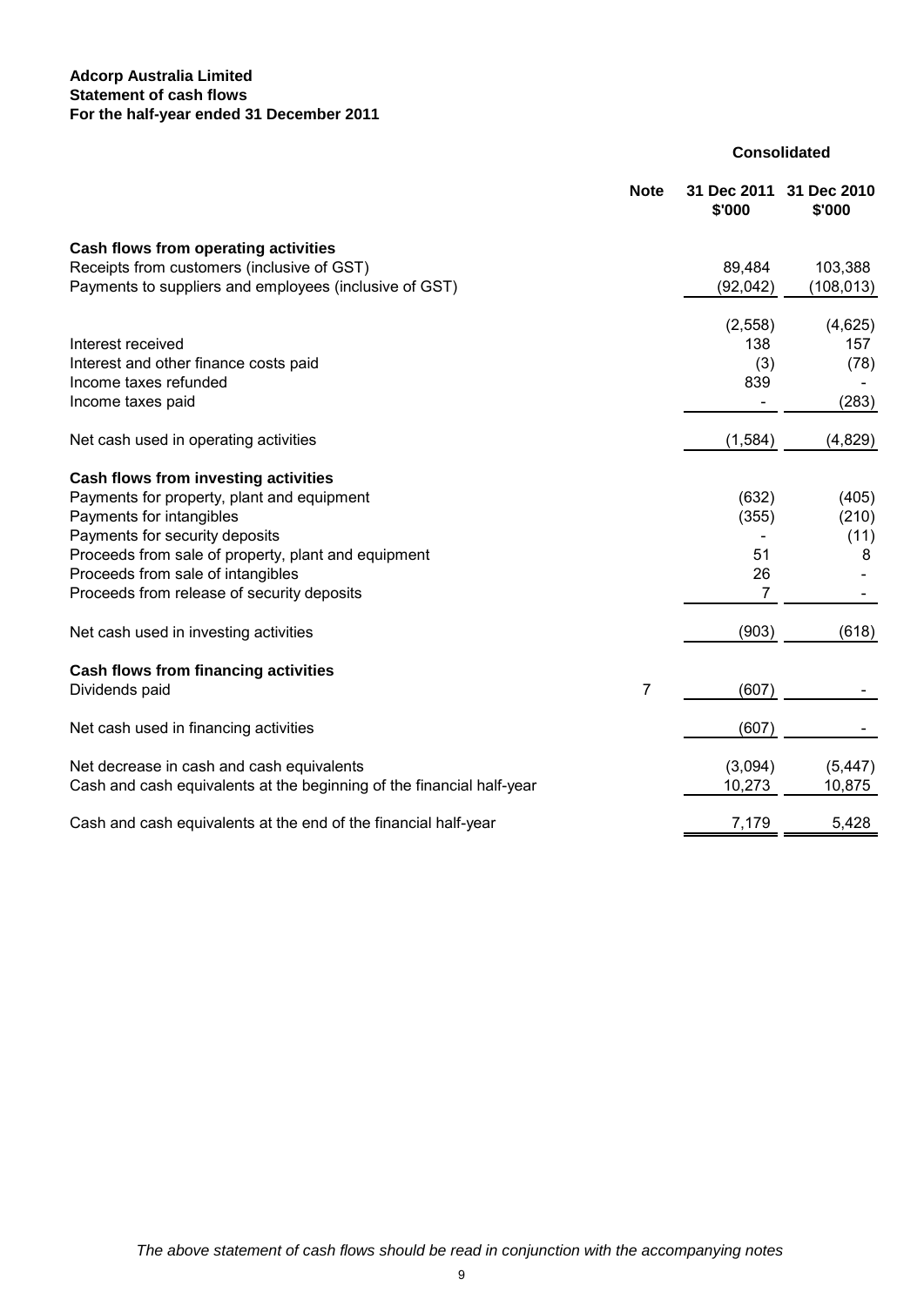**Adcorp Australia Limited**
**Statement of cash flows**
**For the half-year ended 31 December 2011**

| | Note | Consolidated | |
|---|---|---|---|
| | | **31 Dec 2011 $'000** | **31 Dec 2010 $'000** |
| **Cash flows from operating activities** | | | |
| Receipts from customers (inclusive of GST) | | 89,484 | 103,388 |
| Payments to suppliers and employees (inclusive of GST) | | (92,042) | (108,013) |
| | | (2,558) | (4,625) |
| Interest received | | 138 | 157 |
| Interest and other finance costs paid | | (3) | (78) |
| Income taxes refunded | | 839 | - |
| Income taxes paid | | - | (283) |
| Net cash used in operating activities | | (1,584) | (4,829) |
| **Cash flows from investing activities** | | | |
| Payments for property, plant and equipment | | (632) | (405) |
| Payments for intangibles | | (355) | (210) |
| Payments for security deposits | | - | (11) |
| Proceeds from sale of property, plant and equipment | | 51 | 8 |
| Proceeds from sale of intangibles | | 26 | - |
| Proceeds from release of security deposits | | 7 | - |
| Net cash used in investing activities | | (903) | (618) |
| **Cash flows from financing activities** | | | |
| Dividends paid | 7 | (607) | - |
| Net cash used in financing activities | | (607) | - |
| Net decrease in cash and cash equivalents | | (3,094) | (5,447) |
| Cash and cash equivalents at the beginning of the financial half-year | | 10,273 | 10,875 |
| Cash and cash equivalents at the end of the financial half-year | | 7,179 | 5,428 |

*The above statement of cash flows should be read in conjunction with the accompanying notes*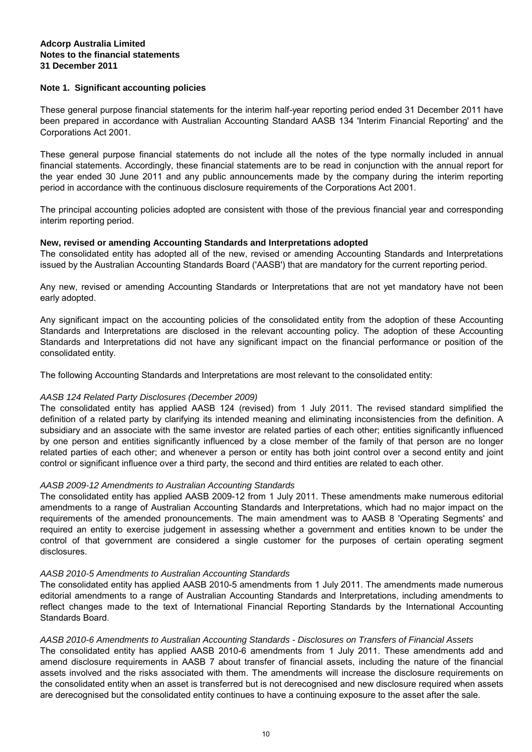**Adcorp Australia Limited**
**Notes to the financial statements**
**31 December 2011**

## Note 1. Significant accounting policies

These general purpose financial statements for the interim half-year reporting period ended 31 December 2011 have been prepared in accordance with Australian Accounting Standard AASB 134 'Interim Financial Reporting' and the Corporations Act 2001.

These general purpose financial statements do not include all the notes of the type normally included in annual financial statements. Accordingly, these financial statements are to be read in conjunction with the annual report for the year ended 30 June 2011 and any public announcements made by the company during the interim reporting period in accordance with the continuous disclosure requirements of the Corporations Act 2001.

The principal accounting policies adopted are consistent with those of the previous financial year and corresponding interim reporting period.

### New, revised or amending Accounting Standards and Interpretations adopted

The consolidated entity has adopted all of the new, revised or amending Accounting Standards and Interpretations issued by the Australian Accounting Standards Board ('AASB') that are mandatory for the current reporting period.

Any new, revised or amending Accounting Standards or Interpretations that are not yet mandatory have not been early adopted.

Any significant impact on the accounting policies of the consolidated entity from the adoption of these Accounting Standards and Interpretations are disclosed in the relevant accounting policy. The adoption of these Accounting Standards and Interpretations did not have any significant impact on the financial performance or position of the consolidated entity.

The following Accounting Standards and Interpretations are most relevant to the consolidated entity:

*AASB 124 Related Party Disclosures (December 2009)*
The consolidated entity has applied AASB 124 (revised) from 1 July 2011. The revised standard simplified the definition of a related party by clarifying its intended meaning and eliminating inconsistencies from the definition. A subsidiary and an associate with the same investor are related parties of each other; entities significantly influenced by one person and entities significantly influenced by a close member of the family of that person are no longer related parties of each other; and whenever a person or entity has both joint control over a second entity and joint control or significant influence over a third party, the second and third entities are related to each other.

*AASB 2009-12 Amendments to Australian Accounting Standards*
The consolidated entity has applied AASB 2009-12 from 1 July 2011. These amendments make numerous editorial amendments to a range of Australian Accounting Standards and Interpretations, which had no major impact on the requirements of the amended pronouncements. The main amendment was to AASB 8 'Operating Segments' and required an entity to exercise judgement in assessing whether a government and entities known to be under the control of that government are considered a single customer for the purposes of certain operating segment disclosures.

*AASB 2010-5 Amendments to Australian Accounting Standards*
The consolidated entity has applied AASB 2010-5 amendments from 1 July 2011. The amendments made numerous editorial amendments to a range of Australian Accounting Standards and Interpretations, including amendments to reflect changes made to the text of International Financial Reporting Standards by the International Accounting Standards Board.

*AASB 2010-6 Amendments to Australian Accounting Standards - Disclosures on Transfers of Financial Assets*
The consolidated entity has applied AASB 2010-6 amendments from 1 July 2011. These amendments add and amend disclosure requirements in AASB 7 about transfer of financial assets, including the nature of the financial assets involved and the risks associated with them. The amendments will increase the disclosure requirements on the consolidated entity when an asset is transferred but is not derecognised and new disclosure required when assets are derecognised but the consolidated entity continues to have a continuing exposure to the asset after the sale.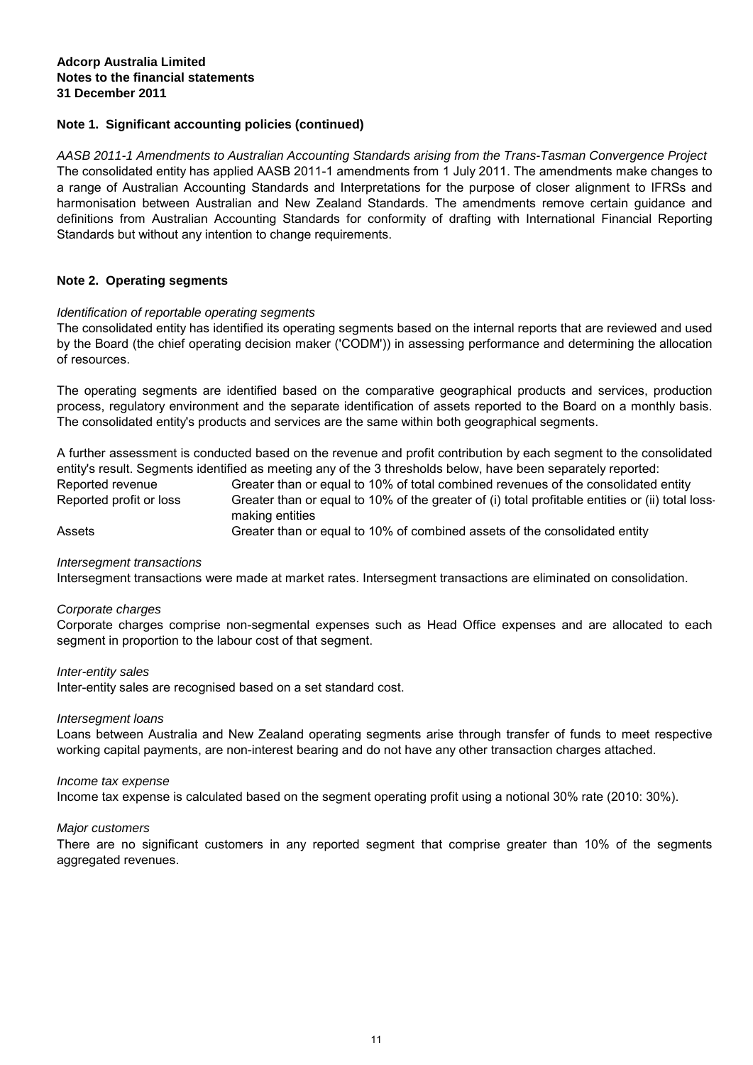## Note 1. Significant accounting policies (continued)

*AASB 2011-1 Amendments to Australian Accounting Standards arising from the Trans-Tasman Convergence Project*
The consolidated entity has applied AASB 2011-1 amendments from 1 July 2011. The amendments make changes to a range of Australian Accounting Standards and Interpretations for the purpose of closer alignment to IFRSs and harmonisation between Australian and New Zealand Standards. The amendments remove certain guidance and definitions from Australian Accounting Standards for conformity of drafting with International Financial Reporting Standards but without any intention to change requirements.

## Note 2. Operating segments

*Identification of reportable operating segments*
The consolidated entity has identified its operating segments based on the internal reports that are reviewed and used by the Board (the chief operating decision maker ('CODM')) in assessing performance and determining the allocation of resources.

The operating segments are identified based on the comparative geographical products and services, production process, regulatory environment and the separate identification of assets reported to the Board on a monthly basis. The consolidated entity's products and services are the same within both geographical segments.

A further assessment is conducted based on the revenue and profit contribution by each segment to the consolidated entity's result. Segments identified as meeting any of the 3 thresholds below, have been separately reported:

| | |
|---|---|
| Reported revenue | Greater than or equal to 10% of total combined revenues of the consolidated entity |
| Reported profit or loss | Greater than or equal to 10% of the greater of (i) total profitable entities or (ii) total loss-making entities |
| Assets | Greater than or equal to 10% of combined assets of the consolidated entity |

*Intersegment transactions*
Intersegment transactions were made at market rates. Intersegment transactions are eliminated on consolidation.

*Corporate charges*
Corporate charges comprise non-segmental expenses such as Head Office expenses and are allocated to each segment in proportion to the labour cost of that segment.

*Inter-entity sales*
Inter-entity sales are recognised based on a set standard cost.

*Intersegment loans*
Loans between Australia and New Zealand operating segments arise through transfer of funds to meet respective working capital payments, are non-interest bearing and do not have any other transaction charges attached.

*Income tax expense*
Income tax expense is calculated based on the segment operating profit using a notional 30% rate (2010: 30%).

*Major customers*
There are no significant customers in any reported segment that comprise greater than 10% of the segments aggregated revenues.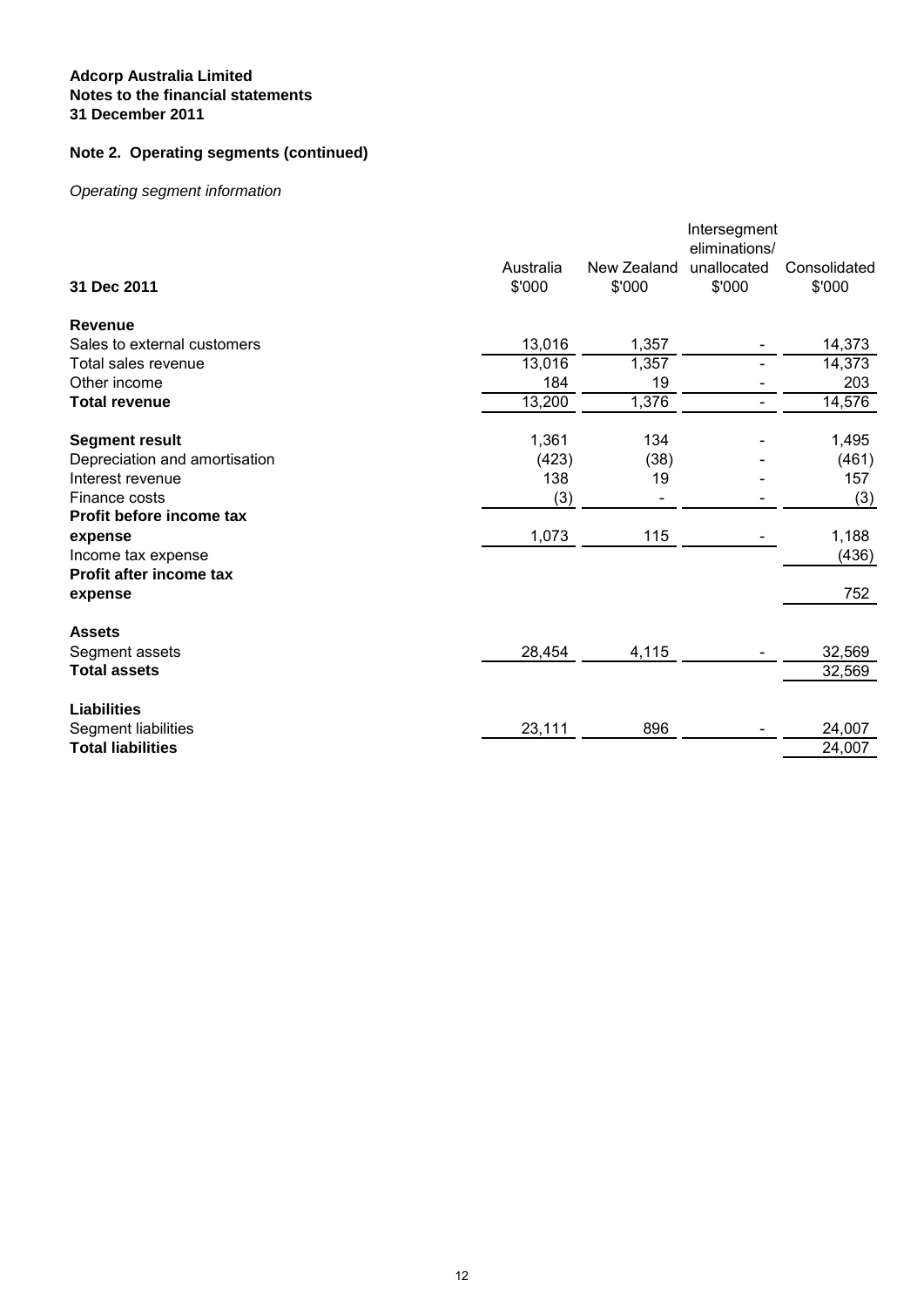**Adcorp Australia Limited**
**Notes to the financial statements**
**31 December 2011**

## Note 2. Operating segments (continued)

*Operating segment information*

| 31 Dec 2011 | Australia $'000 | New Zealand $'000 | Intersegment eliminations/ unallocated $'000 | Consolidated $'000 |
|---|---|---|---|---|
| **Revenue** | | | | |
| Sales to external customers | 13,016 | 1,357 | - | 14,373 |
| Total sales revenue | 13,016 | 1,357 | - | 14,373 |
| Other income | 184 | 19 | - | 203 |
| **Total revenue** | 13,200 | 1,376 | - | 14,576 |
| | | | | |
| **Segment result** | 1,361 | 134 | - | 1,495 |
| Depreciation and amortisation | (423) | (38) | - | (461) |
| Interest revenue | 138 | 19 | - | 157 |
| Finance costs | (3) | - | - | (3) |
| **Profit before income tax expense** | 1,073 | 115 | - | 1,188 |
| Income tax expense | | | | (436) |
| **Profit after income tax expense** | | | | 752 |
| | | | | |
| **Assets** | | | | |
| Segment assets | 28,454 | 4,115 | - | 32,569 |
| **Total assets** | | | | 32,569 |
| | | | | |
| **Liabilities** | | | | |
| Segment liabilities | 23,111 | 896 | - | 24,007 |
| **Total liabilities** | | | | 24,007 |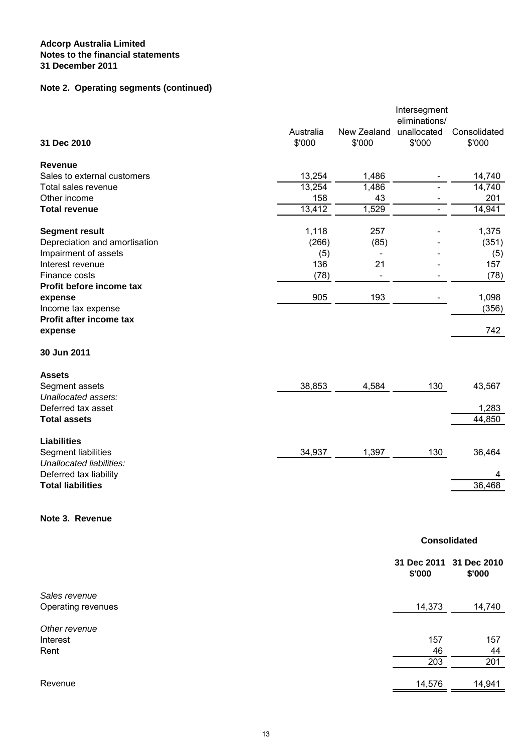**Adcorp Australia Limited**
**Notes to the financial statements**
**31 December 2011**

## Note 2. Operating segments (continued)

| 31 Dec 2010 | Australia $'000 | New Zealand $'000 | Intersegment eliminations/ unallocated $'000 | Consolidated $'000 |
|---|---|---|---|---|
| **Revenue** | | | | |
| Sales to external customers | 13,254 | 1,486 | - | 14,740 |
| Total sales revenue | 13,254 | 1,486 | - | 14,740 |
| Other income | 158 | 43 | - | 201 |
| **Total revenue** | 13,412 | 1,529 | - | 14,941 |
| | | | | |
| **Segment result** | 1,118 | 257 | - | 1,375 |
| Depreciation and amortisation | (266) | (85) | - | (351) |
| Impairment of assets | (5) | - | - | (5) |
| Interest revenue | 136 | 21 | - | 157 |
| Finance costs | (78) | - | - | (78) |
| **Profit before income tax expense** | 905 | 193 | - | 1,098 |
| Income tax expense | | | | (356) |
| **Profit after income tax expense** | | | | 742 |
| | | | | |
| **30 Jun 2011** | | | | |
| | | | | |
| **Assets** | | | | |
| Segment assets | 38,853 | 4,584 | 130 | 43,567 |
| *Unallocated assets:* | | | | |
| Deferred tax asset | | | | 1,283 |
| **Total assets** | | | | 44,850 |
| | | | | |
| **Liabilities** | | | | |
| Segment liabilities | 34,937 | 1,397 | 130 | 36,464 |
| *Unallocated liabilities:* | | | | |
| Deferred tax liability | | | | 4 |
| **Total liabilities** | | | | 36,468 |

## Note 3. Revenue

| | **Consolidated** | |
|---|---|---|
| | **31 Dec 2011 $'000** | **31 Dec 2010 $'000** |
| *Sales revenue* | | |
| Operating revenues | 14,373 | 14,740 |
| | | |
| *Other revenue* | | |
| Interest | 157 | 157 |
| Rent | 46 | 44 |
| | 203 | 201 |
| | | |
| Revenue | 14,576 | 14,941 |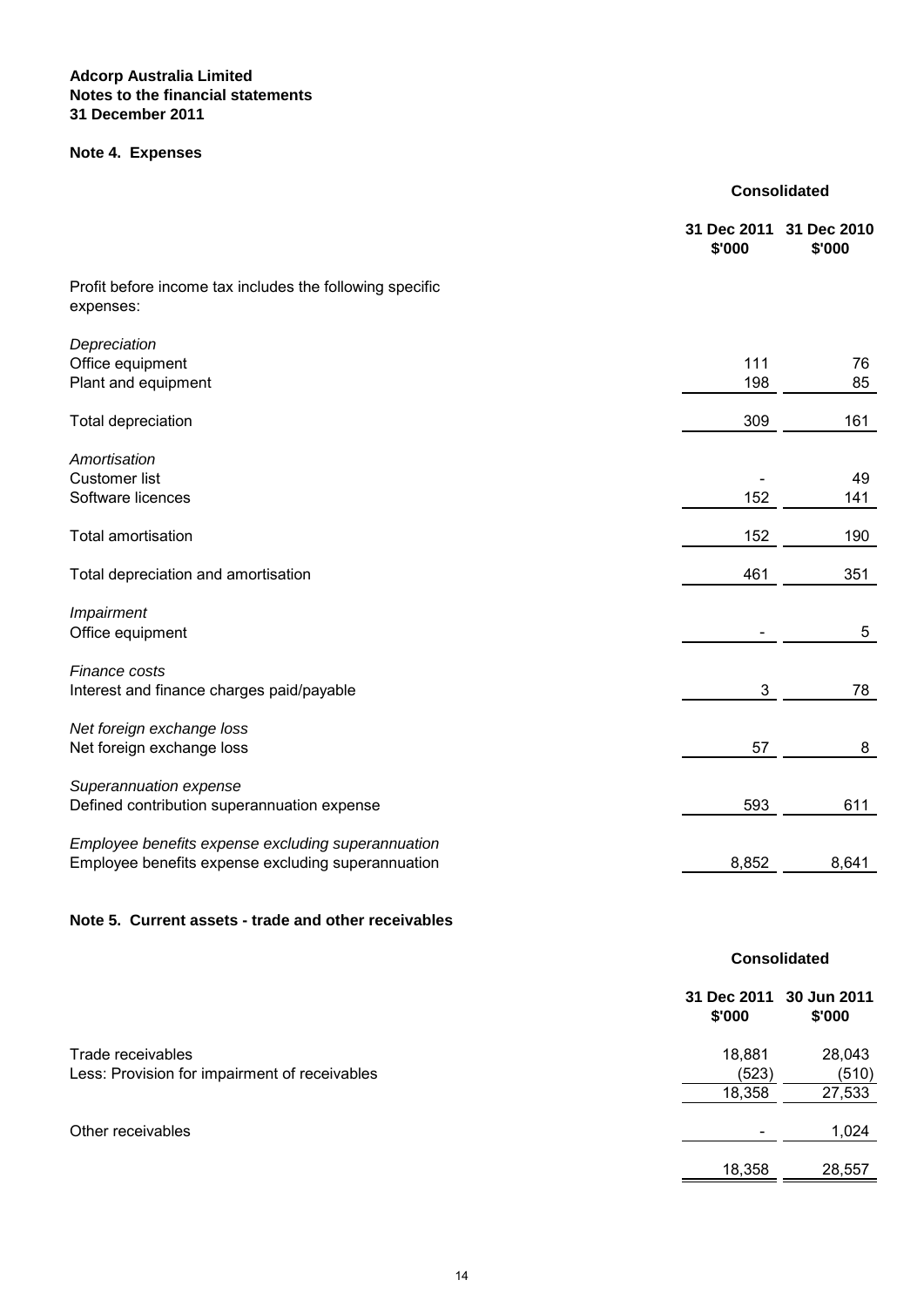**Adcorp Australia Limited**
**Notes to the financial statements**
**31 December 2011**

## Note 4. Expenses

| | Consolidated | |
|---|---|---|
| | **31 Dec 2011 \$'000** | **31 Dec 2010 \$'000** |
| Profit before income tax includes the following specific expenses: | | |
| *Depreciation* | | |
| Office equipment | 111 | 76 |
| Plant and equipment | 198 | 85 |
| Total depreciation | 309 | 161 |
| *Amortisation* | | |
| Customer list | - | 49 |
| Software licences | 152 | 141 |
| Total amortisation | 152 | 190 |
| Total depreciation and amortisation | 461 | 351 |
| *Impairment* | | |
| Office equipment | - | 5 |
| *Finance costs* | | |
| Interest and finance charges paid/payable | 3 | 78 |
| *Net foreign exchange loss* | | |
| Net foreign exchange loss | 57 | 8 |
| *Superannuation expense* | | |
| Defined contribution superannuation expense | 593 | 611 |
| *Employee benefits expense excluding superannuation* | | |
| Employee benefits expense excluding superannuation | 8,852 | 8,641 |

## Note 5. Current assets - trade and other receivables

| | Consolidated | |
|---|---|---|
| | **31 Dec 2011 \$'000** | **30 Jun 2011 \$'000** |
| Trade receivables | 18,881 | 28,043 |
| Less: Provision for impairment of receivables | (523) | (510) |
| | 18,358 | 27,533 |
| Other receivables | - | 1,024 |
| | 18,358 | 28,557 |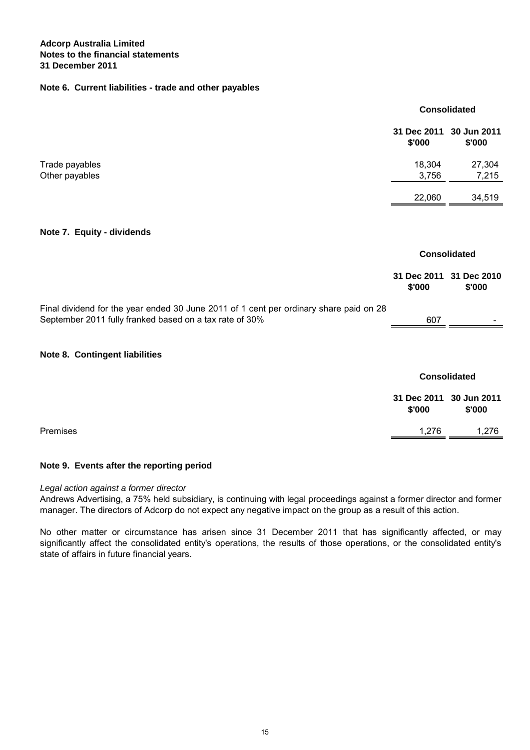**Adcorp Australia Limited**
**Notes to the financial statements**
**31 December 2011**

## Note 6. Current liabilities - trade and other payables

| | Consolidated | |
|---|---|---|
| | **31 Dec 2011 \$'000** | **30 Jun 2011 \$'000** |
| Trade payables | 18,304 | 27,304 |
| Other payables | 3,756 | 7,215 |
| | 22,060 | 34,519 |

## Note 7. Equity - dividends

| | Consolidated | |
|---|---|---|
| | **31 Dec 2011 \$'000** | **31 Dec 2010 \$'000** |
| Final dividend for the year ended 30 June 2011 of 1 cent per ordinary share paid on 28 September 2011 fully franked based on a tax rate of 30% | 607 | - |

## Note 8. Contingent liabilities

| | Consolidated | |
|---|---|---|
| | **31 Dec 2011 \$'000** | **30 Jun 2011 \$'000** |
| Premises | 1,276 | 1,276 |

## Note 9. Events after the reporting period

*Legal action against a former director*

Andrews Advertising, a 75% held subsidiary, is continuing with legal proceedings against a former director and former manager. The directors of Adcorp do not expect any negative impact on the group as a result of this action.

No other matter or circumstance has arisen since 31 December 2011 that has significantly affected, or may significantly affect the consolidated entity's operations, the results of those operations, or the consolidated entity's state of affairs in future financial years.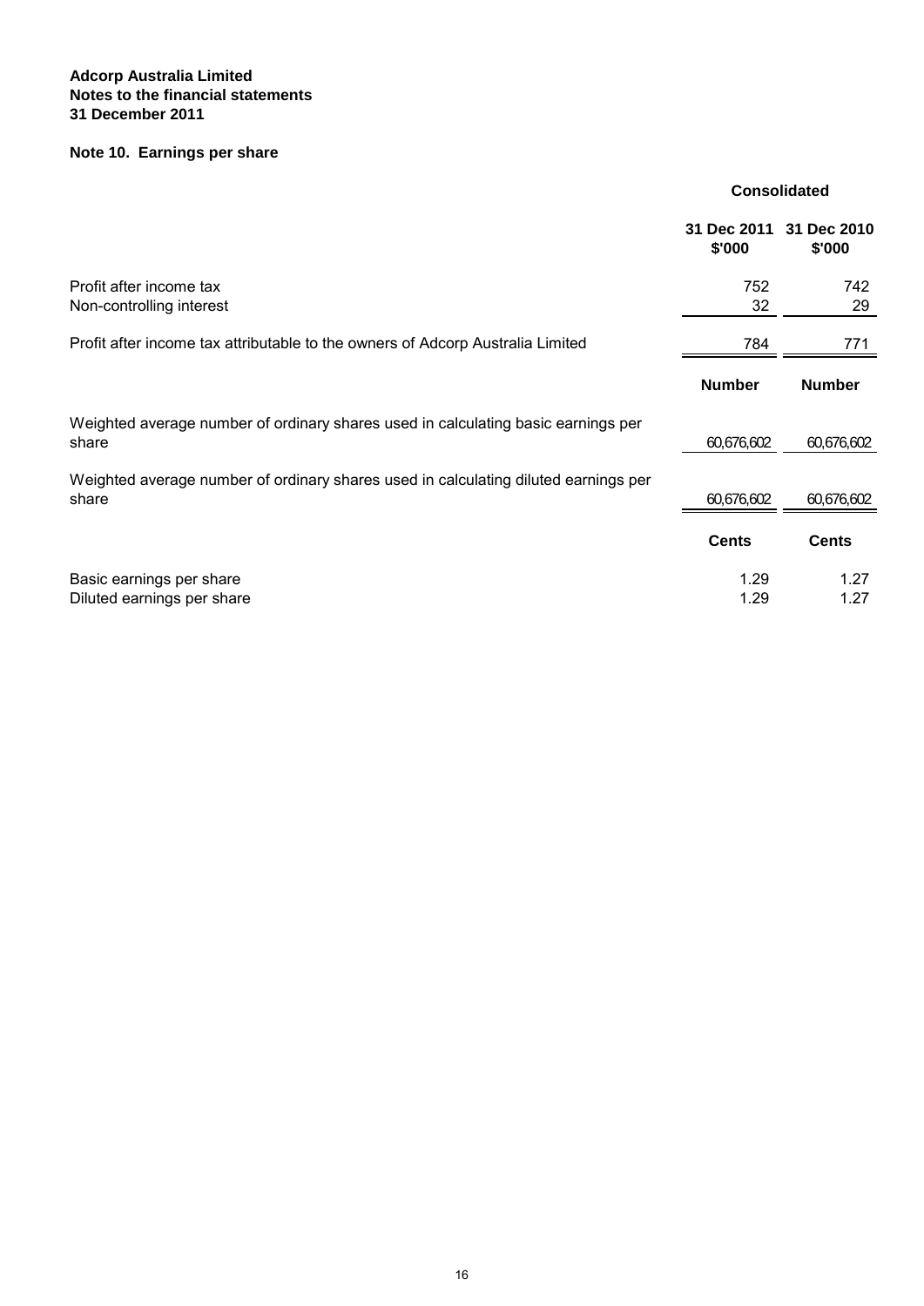**Adcorp Australia Limited**
**Notes to the financial statements**
**31 December 2011**

## Note 10. Earnings per share

| | Consolidated | |
|---|---|---|
| | **31 Dec 2011 $'000** | **31 Dec 2010 $'000** |
| Profit after income tax | 752 | 742 |
| Non-controlling interest | 32 | 29 |
| Profit after income tax attributable to the owners of Adcorp Australia Limited | 784 | 771 |
| | **Number** | **Number** |
| Weighted average number of ordinary shares used in calculating basic earnings per share | 60,676,602 | 60,676,602 |
| Weighted average number of ordinary shares used in calculating diluted earnings per share | 60,676,602 | 60,676,602 |
| | **Cents** | **Cents** |
| Basic earnings per share | 1.29 | 1.27 |
| Diluted earnings per share | 1.29 | 1.27 |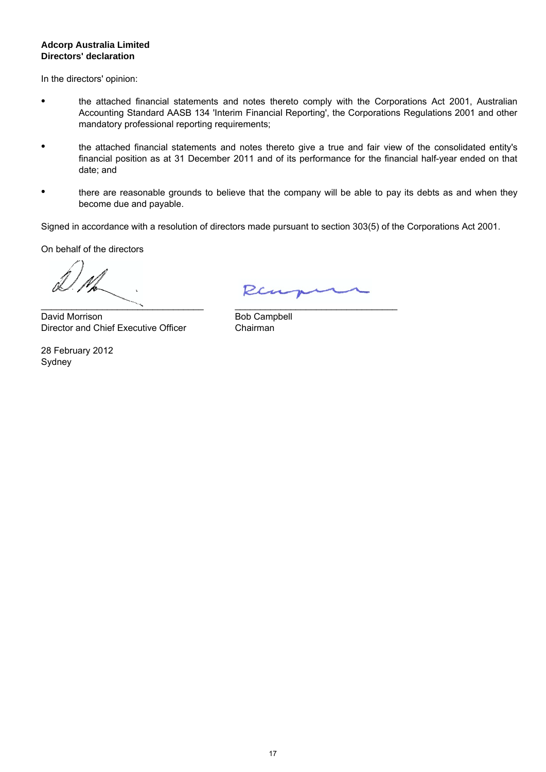**Adcorp Australia Limited**
**Directors' declaration**

In the directors' opinion:

- the attached financial statements and notes thereto comply with the Corporations Act 2001, Australian Accounting Standard AASB 134 'Interim Financial Reporting', the Corporations Regulations 2001 and other mandatory professional reporting requirements;

- the attached financial statements and notes thereto give a true and fair view of the consolidated entity's financial position as at 31 December 2011 and of its performance for the financial half-year ended on that date; and

- there are reasonable grounds to believe that the company will be able to pay its debts as and when they become due and payable.

Signed in accordance with a resolution of directors made pursuant to section 303(5) of the Corporations Act 2001.

On behalf of the directors

___________________________

David Morrison
Director and Chief Executive Officer

___________________________

Bob Campbell
Chairman

28 February 2012
Sydney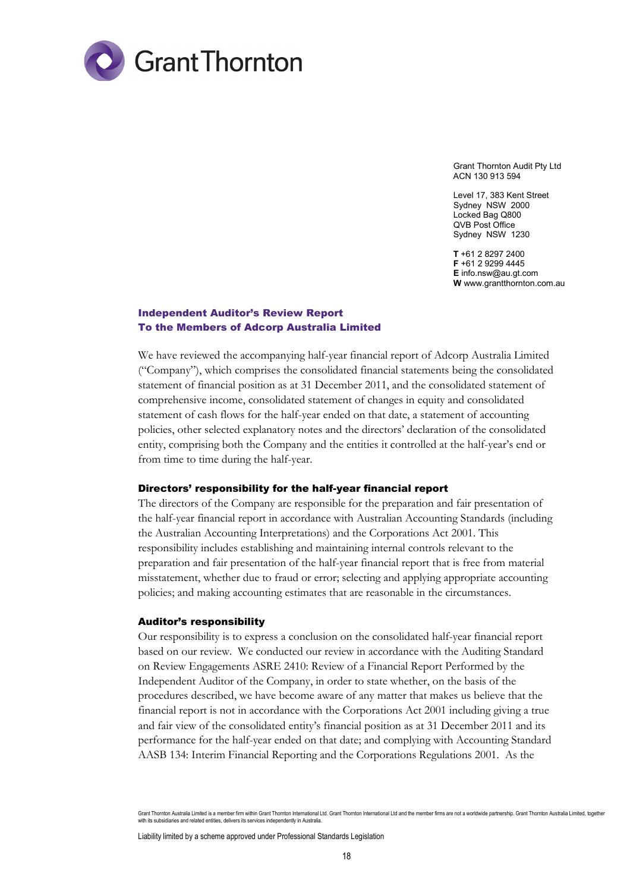Grant Thornton

Grant Thornton Audit Pty Ltd
ACN 130 913 594

Level 17, 383 Kent Street
Sydney NSW 2000
Locked Bag Q800
QVB Post Office
Sydney NSW 1230

**T** +61 2 8297 2400
**F** +61 2 9299 4445
**E** info.nsw@au.gt.com
**W** www.grantthornton.com.au

## Independent Auditor's Review Report
## To the Members of Adcorp Australia Limited

We have reviewed the accompanying half-year financial report of Adcorp Australia Limited ("Company"), which comprises the consolidated financial statements being the consolidated statement of financial position as at 31 December 2011, and the consolidated statement of comprehensive income, consolidated statement of changes in equity and consolidated statement of cash flows for the half-year ended on that date, a statement of accounting policies, other selected explanatory notes and the directors' declaration of the consolidated entity, comprising both the Company and the entities it controlled at the half-year's end or from time to time during the half-year.

### Directors' responsibility for the half-year financial report

The directors of the Company are responsible for the preparation and fair presentation of the half-year financial report in accordance with Australian Accounting Standards (including the Australian Accounting Interpretations) and the Corporations Act 2001. This responsibility includes establishing and maintaining internal controls relevant to the preparation and fair presentation of the half-year financial report that is free from material misstatement, whether due to fraud or error; selecting and applying appropriate accounting policies; and making accounting estimates that are reasonable in the circumstances.

### Auditor's responsibility

Our responsibility is to express a conclusion on the consolidated half-year financial report based on our review. We conducted our review in accordance with the Auditing Standard on Review Engagements ASRE 2410: Review of a Financial Report Performed by the Independent Auditor of the Company, in order to state whether, on the basis of the procedures described, we have become aware of any matter that makes us believe that the financial report is not in accordance with the Corporations Act 2001 including giving a true and fair view of the consolidated entity's financial position as at 31 December 2011 and its performance for the half-year ended on that date; and complying with Accounting Standard AASB 134: Interim Financial Reporting and the Corporations Regulations 2001. As the

Grant Thornton Australia Limited is a member firm within Grant Thornton International Ltd. Grant Thornton International Ltd and the member firms are not a worldwide partnership. Grant Thornton Australia Limited, together with its subsidiaries and related entities, delivers its services independently in Australia.

Liability limited by a scheme approved under Professional Standards Legislation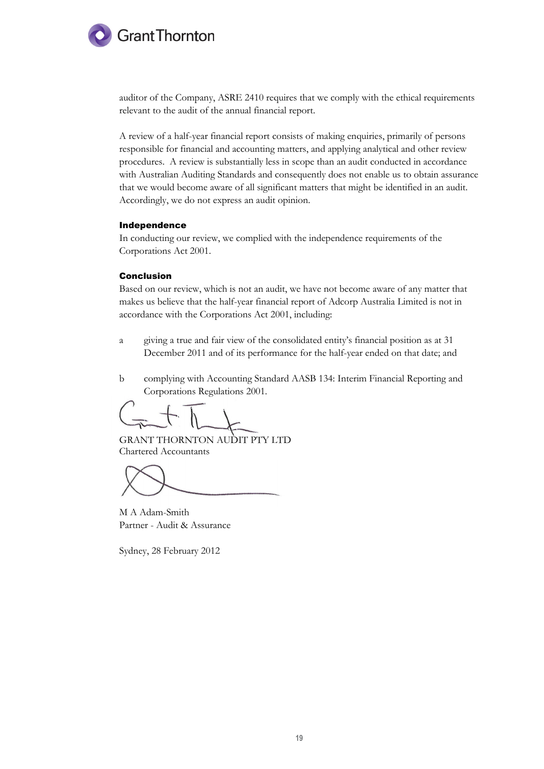auditor of the Company, ASRE 2410 requires that we comply with the ethical requirements relevant to the audit of the annual financial report.

A review of a half-year financial report consists of making enquiries, primarily of persons responsible for financial and accounting matters, and applying analytical and other review procedures. A review is substantially less in scope than an audit conducted in accordance with Australian Auditing Standards and consequently does not enable us to obtain assurance that we would become aware of all significant matters that might be identified in an audit. Accordingly, we do not express an audit opinion.

**Independence**

In conducting our review, we complied with the independence requirements of the Corporations Act 2001.

**Conclusion**

Based on our review, which is not an audit, we have not become aware of any matter that makes us believe that the half-year financial report of Adcorp Australia Limited is not in accordance with the Corporations Act 2001, including:

a giving a true and fair view of the consolidated entity's financial position as at 31 December 2011 and of its performance for the half-year ended on that date; and

b complying with Accounting Standard AASB 134: Interim Financial Reporting and Corporations Regulations 2001.

GRANT THORNTON AUDIT PTY LTD
Chartered Accountants

M A Adam-Smith
Partner - Audit & Assurance

Sydney, 28 February 2012